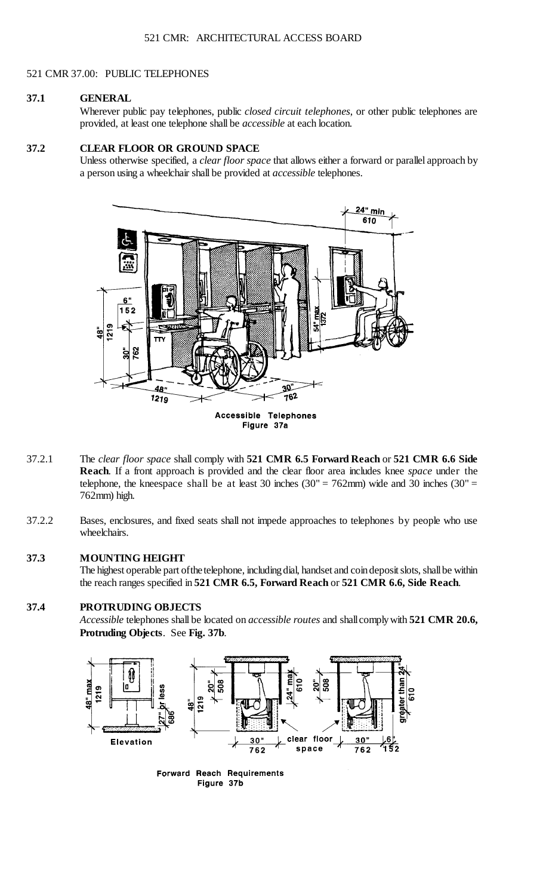## 521 CMR 37.00: PUBLIC TELEPHONES

### 37.1 GENERAL

Wherever public pay telephones, public *closed circuit telephones*, or other public telephones are provided, at least one telephone shall be *accessible* at each location.

### 37.2 CLEAR FLOOR OR GROUND SPACE

Unless otherwise specified, a *clear floor space* that allows either a forward or parallel approach by a person using a wheelchair shall be provided at *accessible* telephones.

Accessible Telephones
Figure 37a

37.2.1 The *clear floor space* shall comply with **521 CMR 6.5 Forward Reach** or **521 CMR 6.6 Side Reach**. If a front approach is provided and the clear floor area includes knee *space* under the telephone, the kneespace shall be at least 30 inches (30" = 762mm) wide and 30 inches (30" = 762mm) high.

37.2.2 Bases, enclosures, and fixed seats shall not impede approaches to telephones by people who use wheelchairs.

### 37.3 MOUNTING HEIGHT

The highest operable part of the telephone, including dial, handset and coin deposit slots, shall be within the reach ranges specified in **521 CMR 6.5, Forward Reach** or **521 CMR 6.6, Side Reach**.

### 37.4 PROTRUDING OBJECTS

*Accessible* telephones shall be located on *accessible routes* and shall comply with **521 CMR 20.6, Protruding Objects**. See **Fig. 37b**.

Forward Reach Requirements
Figure 37b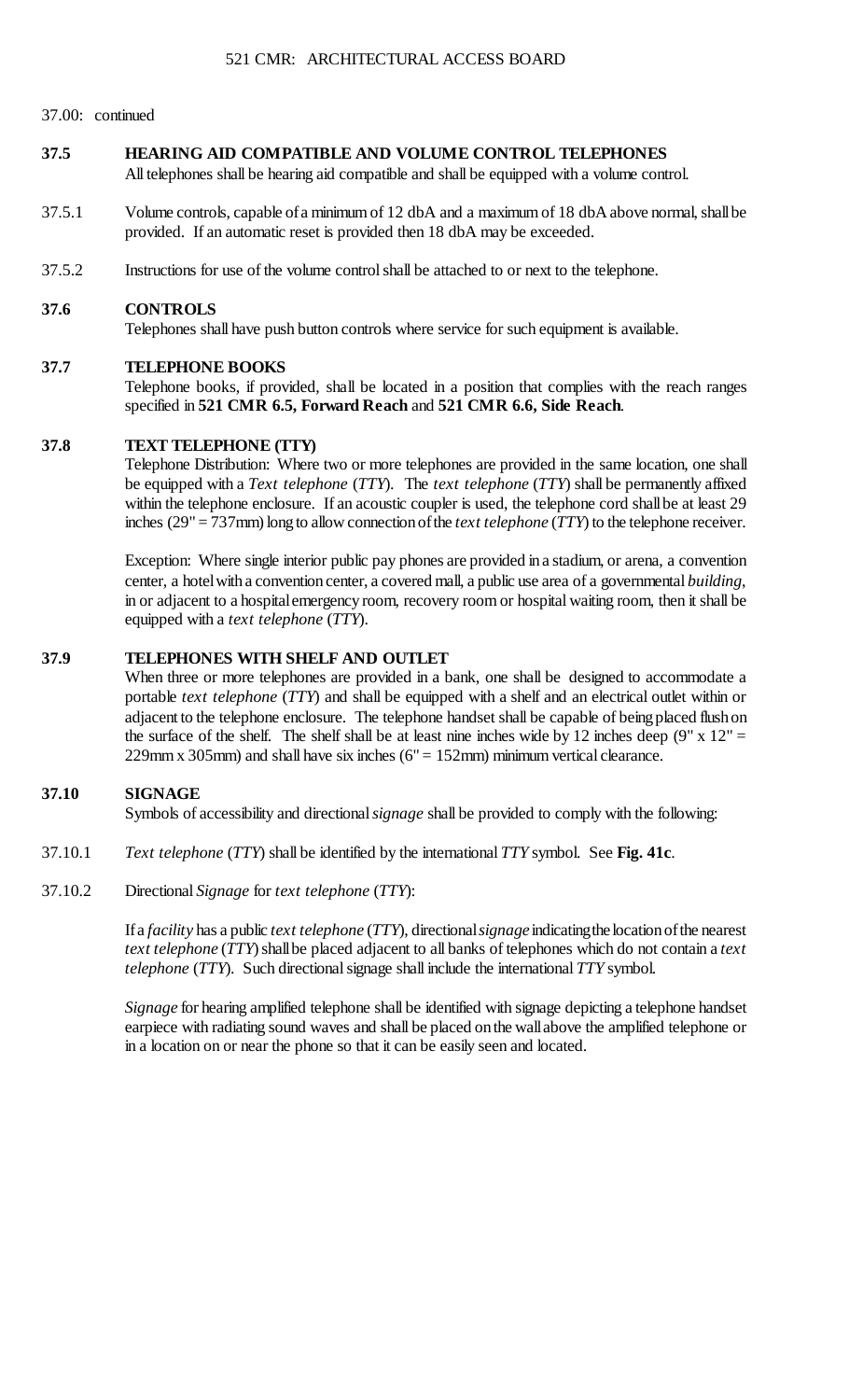37.00: continued

## 37.5 HEARING AID COMPATIBLE AND VOLUME CONTROL TELEPHONES

All telephones shall be hearing aid compatible and shall be equipped with a volume control.

37.5.1 Volume controls, capable of a minimum of 12 dbA and a maximum of 18 dbA above normal, shall be provided. If an automatic reset is provided then 18 dbA may be exceeded.

37.5.2 Instructions for use of the volume control shall be attached to or next to the telephone.

## 37.6 CONTROLS

Telephones shall have push button controls where service for such equipment is available.

## 37.7 TELEPHONE BOOKS

Telephone books, if provided, shall be located in a position that complies with the reach ranges specified in **521 CMR 6.5, Forward Reach** and **521 CMR 6.6, Side Reach**.

## 37.8 TEXT TELEPHONE (TTY)

Telephone Distribution: Where two or more telephones are provided in the same location, one shall be equipped with a *Text telephone* (*TTY*). The *text telephone* (*TTY*) shall be permanently affixed within the telephone enclosure. If an acoustic coupler is used, the telephone cord shall be at least 29 inches (29" = 737mm) long to allow connection of the *text telephone* (*TTY*) to the telephone receiver.

Exception: Where single interior public pay phones are provided in a stadium, or arena, a convention center, a hotel with a convention center, a covered mall, a public use area of a governmental *building*, in or adjacent to a hospital emergency room, recovery room or hospital waiting room, then it shall be equipped with a *text telephone* (*TTY*).

## 37.9 TELEPHONES WITH SHELF AND OUTLET

When three or more telephones are provided in a bank, one shall be designed to accommodate a portable *text telephone* (*TTY*) and shall be equipped with a shelf and an electrical outlet within or adjacent to the telephone enclosure. The telephone handset shall be capable of being placed flush on the surface of the shelf. The shelf shall be at least nine inches wide by 12 inches deep (9" x 12" = 229mm x 305mm) and shall have six inches (6" = 152mm) minimum vertical clearance.

## 37.10 SIGNAGE

Symbols of accessibility and directional *signage* shall be provided to comply with the following:

37.10.1 *Text telephone* (*TTY*) shall be identified by the international *TTY* symbol. See **Fig. 41c**.

37.10.2 Directional *Signage* for *text telephone* (*TTY*):

If a *facility* has a public *text telephone* (*TTY*), directional *signage* indicating the location of the nearest *text telephone* (*TTY*) shall be placed adjacent to all banks of telephones which do not contain a *text telephone* (*TTY*). Such directional signage shall include the international *TTY* symbol.

*Signage* for hearing amplified telephone shall be identified with signage depicting a telephone handset earpiece with radiating sound waves and shall be placed on the wall above the amplified telephone or in a location on or near the phone so that it can be easily seen and located.